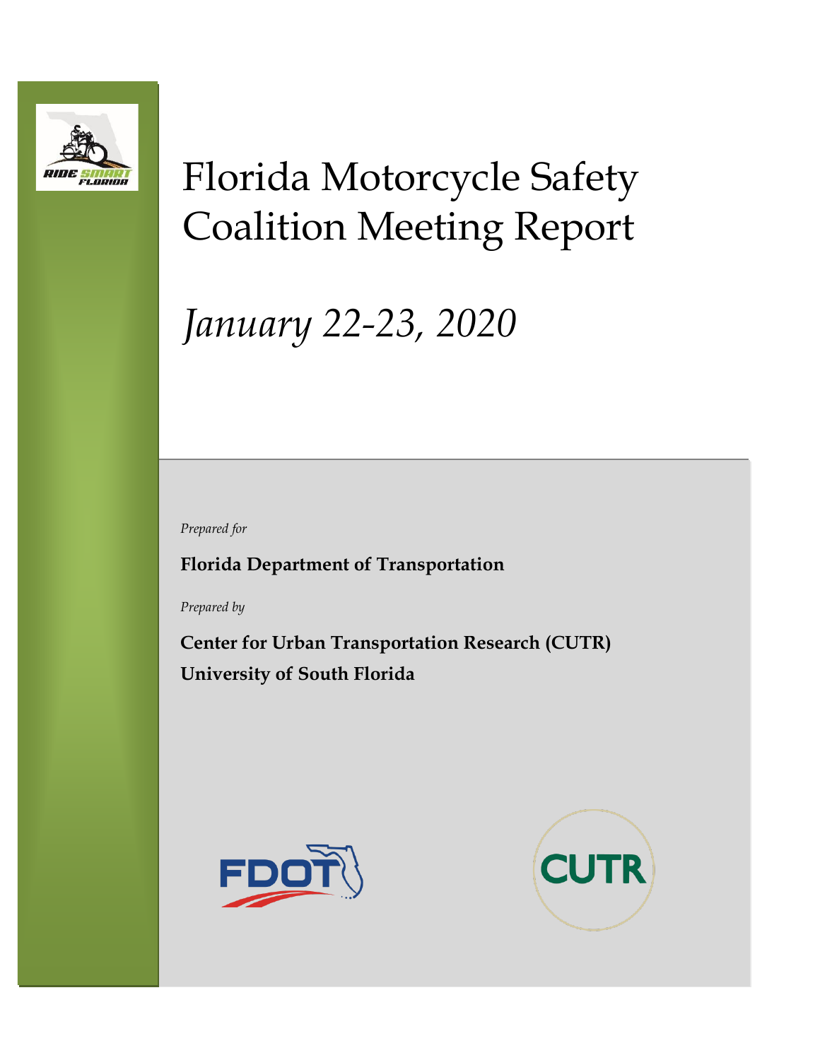# Florida Motorcycle Safety Coalition Meeting Report

*January 22-23, 2020*

*Prepared for*

**Florida Department of Transportation**

*Prepared by*

**Center for Urban Transportation Research (CUTR)**
**University of South Florida**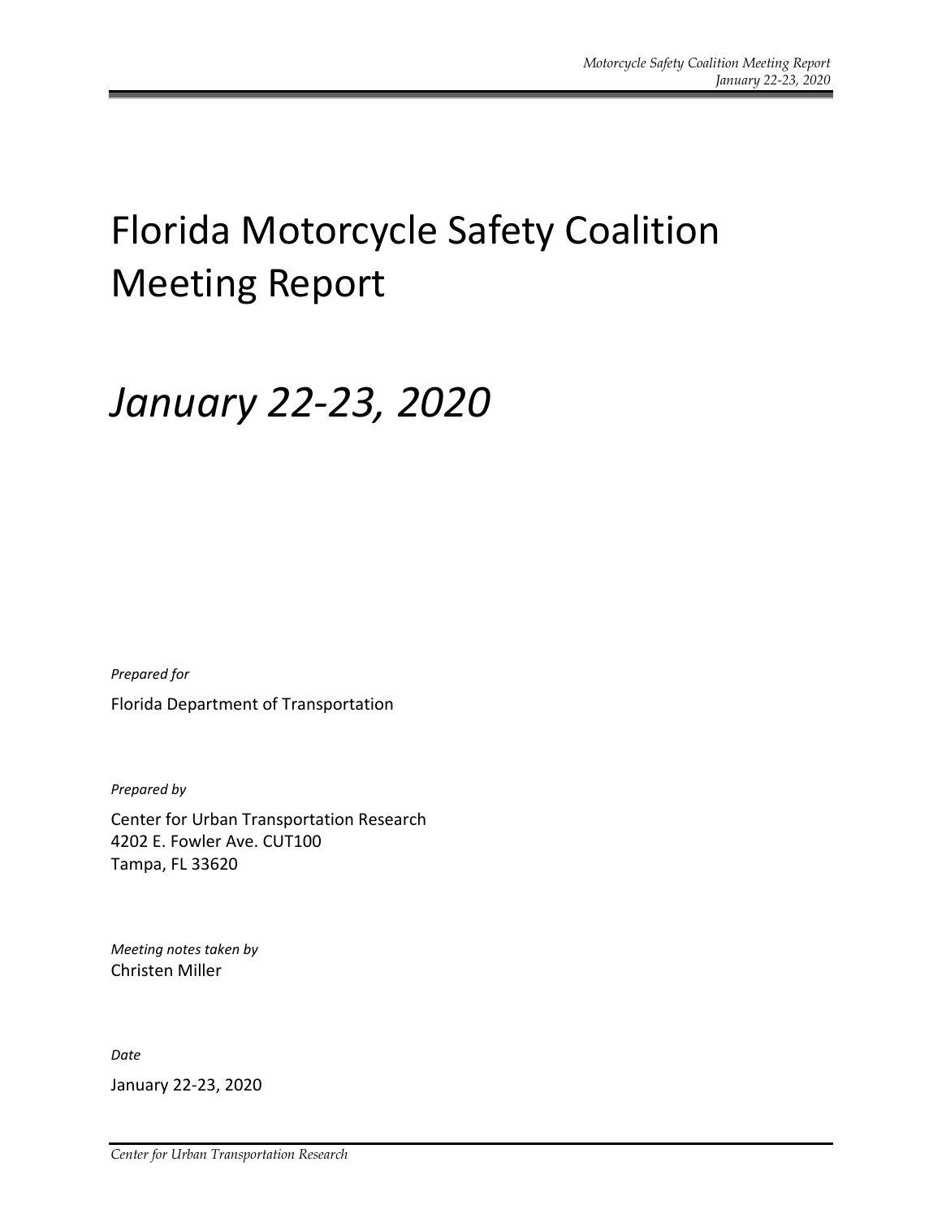# Florida Motorcycle Safety Coalition Meeting Report

# *January 22-23, 2020*

*Prepared for*

Florida Department of Transportation

*Prepared by*

Center for Urban Transportation Research
4202 E. Fowler Ave. CUT100
Tampa, FL 33620

*Meeting notes taken by*
Christen Miller

*Date*

January 22-23, 2020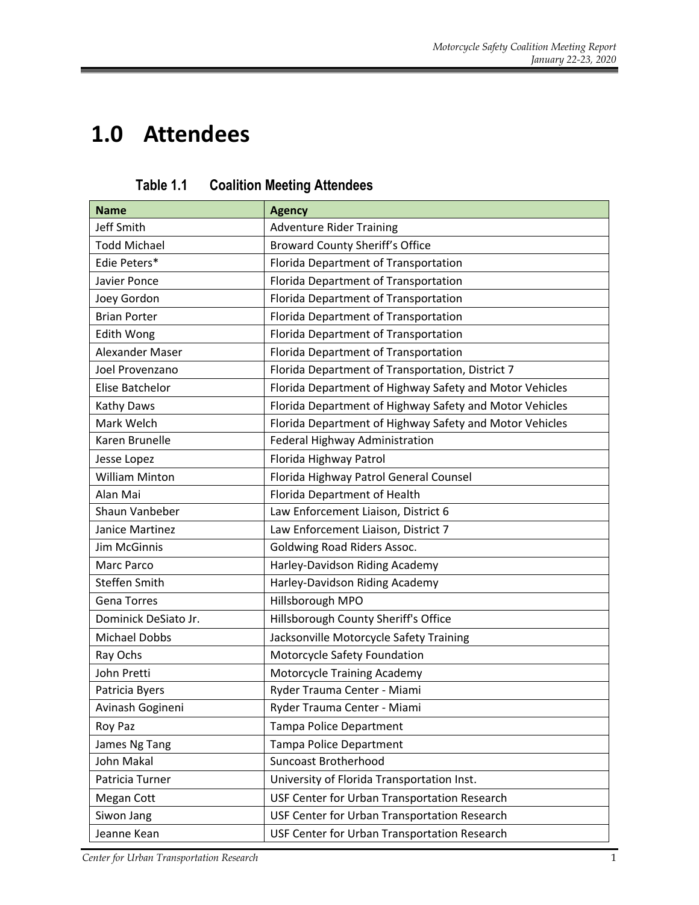# 1.0 Attendees

**Table 1.1 Coalition Meeting Attendees**

| Name | Agency |
|---|---|
| Jeff Smith | Adventure Rider Training |
| Todd Michael | Broward County Sheriff's Office |
| Edie Peters* | Florida Department of Transportation |
| Javier Ponce | Florida Department of Transportation |
| Joey Gordon | Florida Department of Transportation |
| Brian Porter | Florida Department of Transportation |
| Edith Wong | Florida Department of Transportation |
| Alexander Maser | Florida Department of Transportation |
| Joel Provenzano | Florida Department of Transportation, District 7 |
| Elise Batchelor | Florida Department of Highway Safety and Motor Vehicles |
| Kathy Daws | Florida Department of Highway Safety and Motor Vehicles |
| Mark Welch | Florida Department of Highway Safety and Motor Vehicles |
| Karen Brunelle | Federal Highway Administration |
| Jesse Lopez | Florida Highway Patrol |
| William Minton | Florida Highway Patrol General Counsel |
| Alan Mai | Florida Department of Health |
| Shaun Vanbeber | Law Enforcement Liaison, District 6 |
| Janice Martinez | Law Enforcement Liaison, District 7 |
| Jim McGinnis | Goldwing Road Riders Assoc. |
| Marc Parco | Harley-Davidson Riding Academy |
| Steffen Smith | Harley-Davidson Riding Academy |
| Gena Torres | Hillsborough MPO |
| Dominick DeSiato Jr. | Hillsborough County Sheriff's Office |
| Michael Dobbs | Jacksonville Motorcycle Safety Training |
| Ray Ochs | Motorcycle Safety Foundation |
| John Pretti | Motorcycle Training Academy |
| Patricia Byers | Ryder Trauma Center - Miami |
| Avinash Gogineni | Ryder Trauma Center - Miami |
| Roy Paz | Tampa Police Department |
| James Ng Tang | Tampa Police Department |
| John Makal | Suncoast Brotherhood |
| Patricia Turner | University of Florida Transportation Inst. |
| Megan Cott | USF Center for Urban Transportation Research |
| Siwon Jang | USF Center for Urban Transportation Research |
| Jeanne Kean | USF Center for Urban Transportation Research |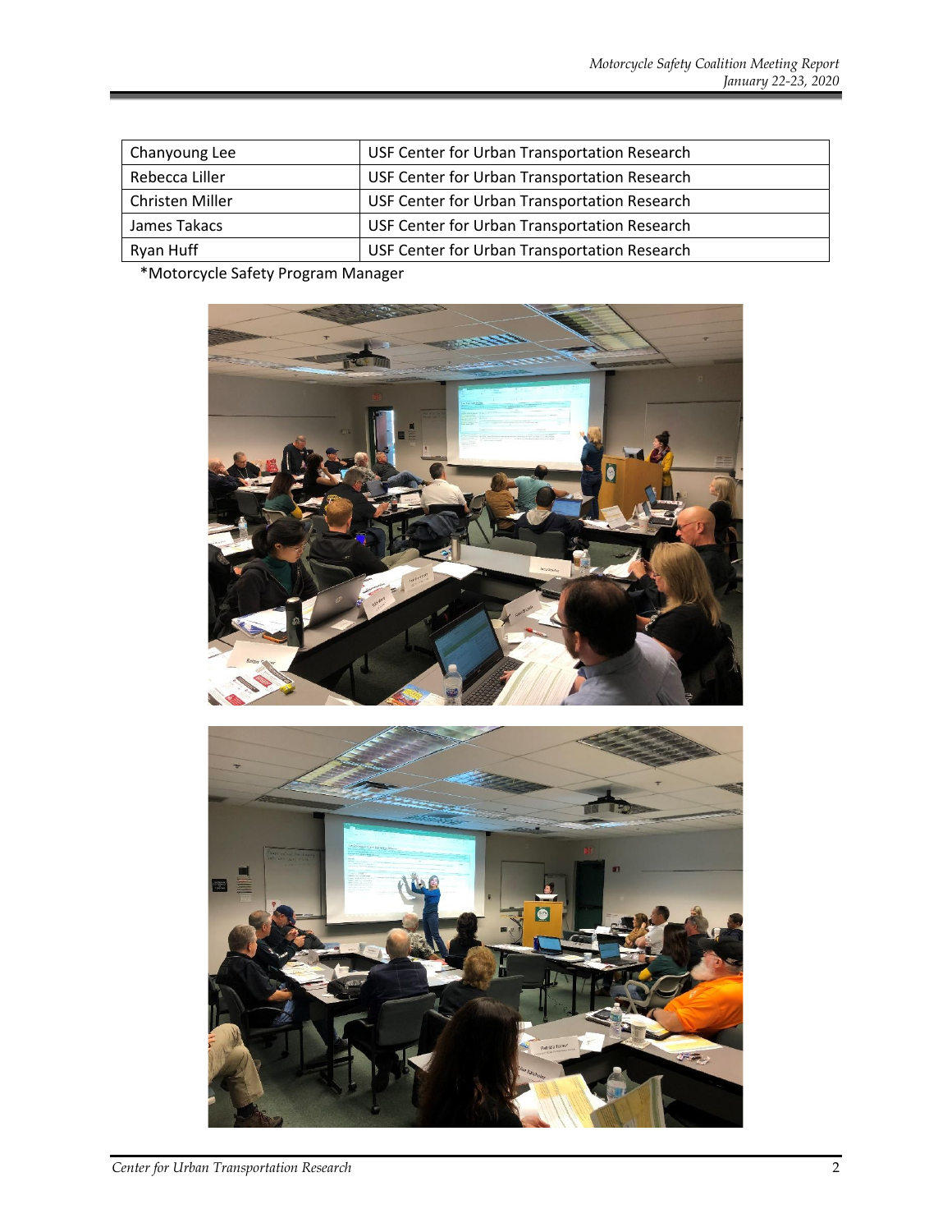| Chanyoung Lee | USF Center for Urban Transportation Research |
|---|---|
| Rebecca Liller | USF Center for Urban Transportation Research |
| Christen Miller | USF Center for Urban Transportation Research |
| James Takacs | USF Center for Urban Transportation Research |
| Ryan Huff | USF Center for Urban Transportation Research |

*Motorcycle Safety Program Manager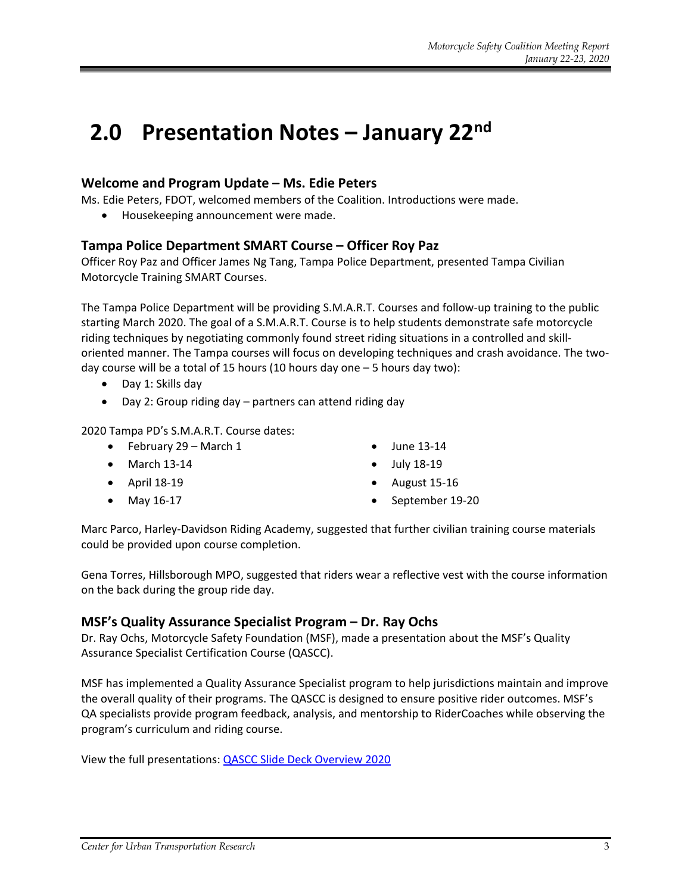# 2.0 Presentation Notes – January 22nd

## Welcome and Program Update – Ms. Edie Peters

Ms. Edie Peters, FDOT, welcomed members of the Coalition. Introductions were made.

- Housekeeping announcement were made.

## Tampa Police Department SMART Course – Officer Roy Paz

Officer Roy Paz and Officer James Ng Tang, Tampa Police Department, presented Tampa Civilian Motorcycle Training SMART Courses.

The Tampa Police Department will be providing S.M.A.R.T. Courses and follow-up training to the public starting March 2020. The goal of a S.M.A.R.T. Course is to help students demonstrate safe motorcycle riding techniques by negotiating commonly found street riding situations in a controlled and skill-oriented manner. The Tampa courses will focus on developing techniques and crash avoidance. The two-day course will be a total of 15 hours (10 hours day one – 5 hours day two):

- Day 1: Skills day
- Day 2: Group riding day – partners can attend riding day

2020 Tampa PD's S.M.A.R.T. Course dates:

- February 29 – March 1
- March 13-14
- April 18-19
- May 16-17
- June 13-14
- July 18-19
- August 15-16
- September 19-20

Marc Parco, Harley-Davidson Riding Academy, suggested that further civilian training course materials could be provided upon course completion.

Gena Torres, Hillsborough MPO, suggested that riders wear a reflective vest with the course information on the back during the group ride day.

## MSF's Quality Assurance Specialist Program – Dr. Ray Ochs

Dr. Ray Ochs, Motorcycle Safety Foundation (MSF), made a presentation about the MSF's Quality Assurance Specialist Certification Course (QASCC).

MSF has implemented a Quality Assurance Specialist program to help jurisdictions maintain and improve the overall quality of their programs. The QASCC is designed to ensure positive rider outcomes. MSF's QA specialists provide program feedback, analysis, and mentorship to RiderCoaches while observing the program's curriculum and riding course.

View the full presentations: QASCC Slide Deck Overview 2020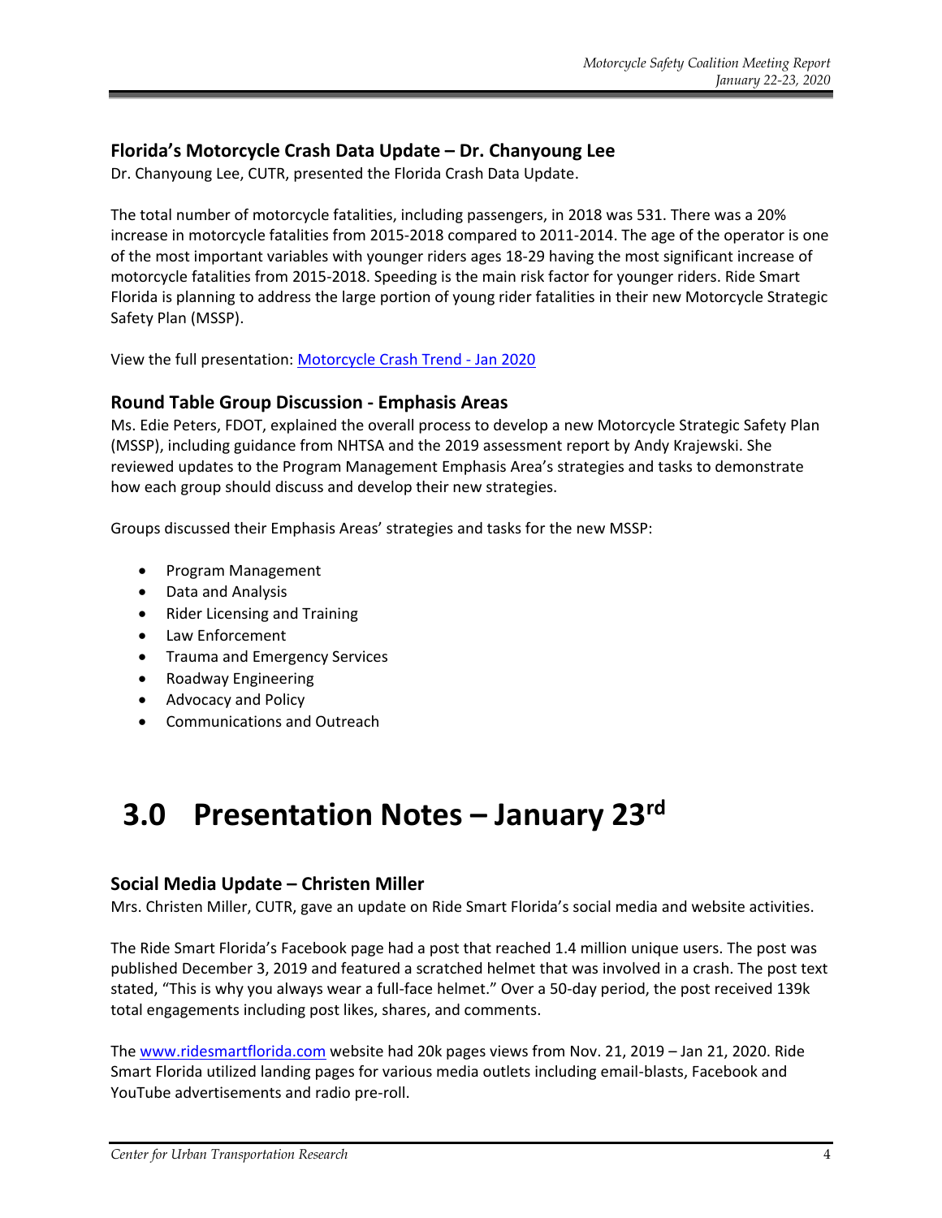### Florida's Motorcycle Crash Data Update – Dr. Chanyoung Lee

Dr. Chanyoung Lee, CUTR, presented the Florida Crash Data Update.

The total number of motorcycle fatalities, including passengers, in 2018 was 531. There was a 20% increase in motorcycle fatalities from 2015-2018 compared to 2011-2014. The age of the operator is one of the most important variables with younger riders ages 18-29 having the most significant increase of motorcycle fatalities from 2015-2018. Speeding is the main risk factor for younger riders. Ride Smart Florida is planning to address the large portion of young rider fatalities in their new Motorcycle Strategic Safety Plan (MSSP).

View the full presentation: [Motorcycle Crash Trend - Jan 2020]()

### Round Table Group Discussion - Emphasis Areas

Ms. Edie Peters, FDOT, explained the overall process to develop a new Motorcycle Strategic Safety Plan (MSSP), including guidance from NHTSA and the 2019 assessment report by Andy Krajewski. She reviewed updates to the Program Management Emphasis Area's strategies and tasks to demonstrate how each group should discuss and develop their new strategies.

Groups discussed their Emphasis Areas' strategies and tasks for the new MSSP:

- Program Management
- Data and Analysis
- Rider Licensing and Training
- Law Enforcement
- Trauma and Emergency Services
- Roadway Engineering
- Advocacy and Policy
- Communications and Outreach

# 3.0 Presentation Notes – January 23rd

### Social Media Update – Christen Miller

Mrs. Christen Miller, CUTR, gave an update on Ride Smart Florida's social media and website activities.

The Ride Smart Florida's Facebook page had a post that reached 1.4 million unique users. The post was published December 3, 2019 and featured a scratched helmet that was involved in a crash. The post text stated, "This is why you always wear a full-face helmet." Over a 50-day period, the post received 139k total engagements including post likes, shares, and comments.

The [www.ridesmartflorida.com](http://www.ridesmartflorida.com) website had 20k pages views from Nov. 21, 2019 – Jan 21, 2020. Ride Smart Florida utilized landing pages for various media outlets including email-blasts, Facebook and YouTube advertisements and radio pre-roll.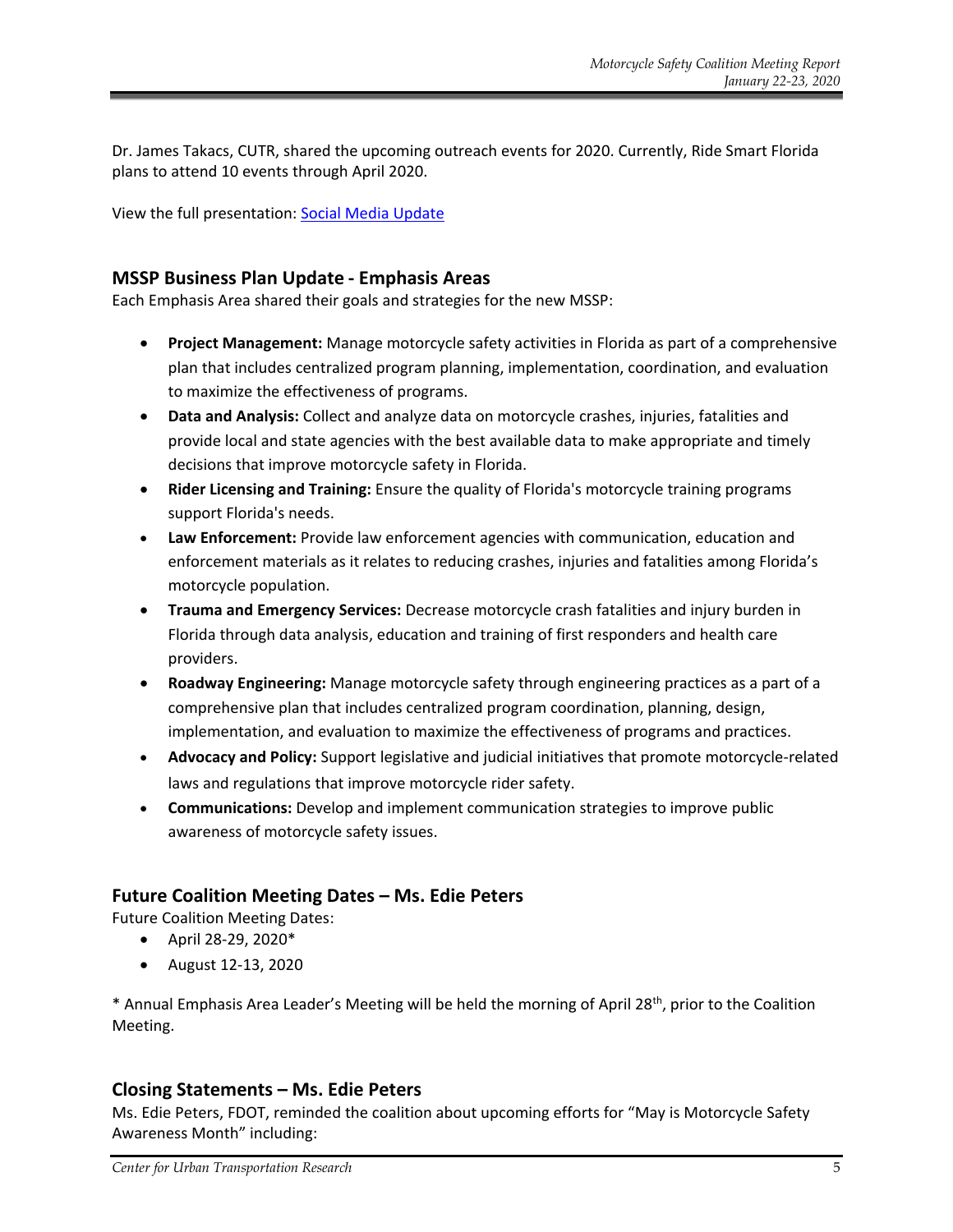Dr. James Takacs, CUTR, shared the upcoming outreach events for 2020. Currently, Ride Smart Florida plans to attend 10 events through April 2020.

View the full presentation: [Social Media Update]

## MSSP Business Plan Update - Emphasis Areas

Each Emphasis Area shared their goals and strategies for the new MSSP:

- **Project Management:** Manage motorcycle safety activities in Florida as part of a comprehensive plan that includes centralized program planning, implementation, coordination, and evaluation to maximize the effectiveness of programs.
- **Data and Analysis:** Collect and analyze data on motorcycle crashes, injuries, fatalities and provide local and state agencies with the best available data to make appropriate and timely decisions that improve motorcycle safety in Florida.
- **Rider Licensing and Training:** Ensure the quality of Florida's motorcycle training programs support Florida's needs.
- **Law Enforcement:** Provide law enforcement agencies with communication, education and enforcement materials as it relates to reducing crashes, injuries and fatalities among Florida's motorcycle population.
- **Trauma and Emergency Services:** Decrease motorcycle crash fatalities and injury burden in Florida through data analysis, education and training of first responders and health care providers.
- **Roadway Engineering:** Manage motorcycle safety through engineering practices as a part of a comprehensive plan that includes centralized program coordination, planning, design, implementation, and evaluation to maximize the effectiveness of programs and practices.
- **Advocacy and Policy:** Support legislative and judicial initiatives that promote motorcycle-related laws and regulations that improve motorcycle rider safety.
- **Communications:** Develop and implement communication strategies to improve public awareness of motorcycle safety issues.

## Future Coalition Meeting Dates – Ms. Edie Peters

Future Coalition Meeting Dates:

- April 28-29, 2020*
- August 12-13, 2020

* Annual Emphasis Area Leader's Meeting will be held the morning of April 28th, prior to the Coalition Meeting.

## Closing Statements – Ms. Edie Peters

Ms. Edie Peters, FDOT, reminded the coalition about upcoming efforts for "May is Motorcycle Safety Awareness Month" including: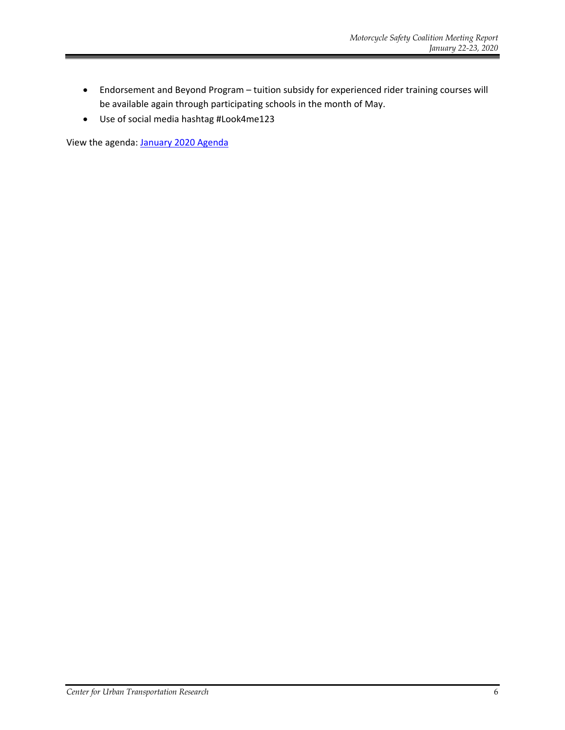- Endorsement and Beyond Program – tuition subsidy for experienced rider training courses will be available again through participating schools in the month of May.
- Use of social media hashtag #Look4me123

View the agenda: January 2020 Agenda